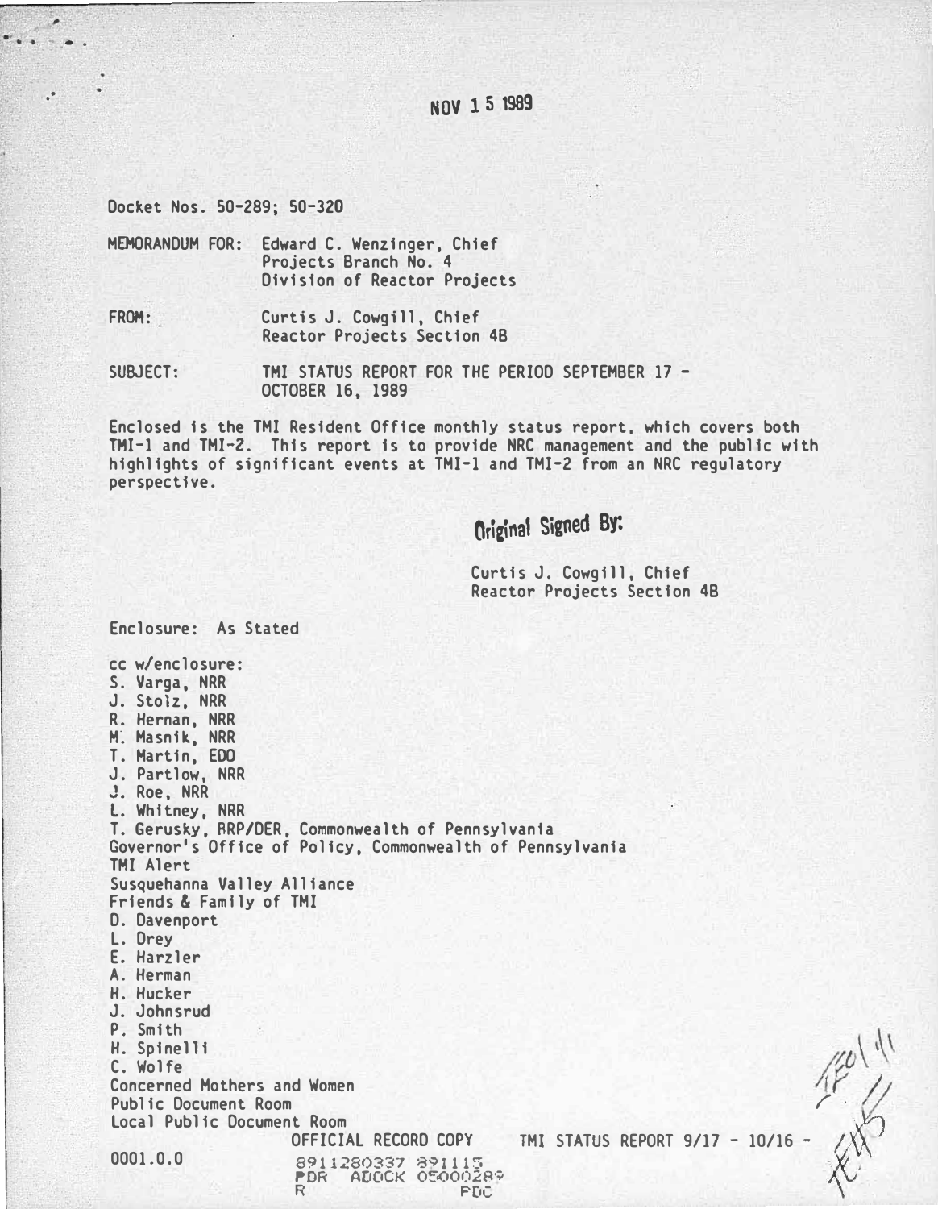NOV 15 1989

Docket Nos. 50-289; 50-320

MEMORANDUM FOR: Edward C. Wenzinger, Chief
Projects Branch No. 4
Division of Reactor Projects

FROM: Curtis J. Cowgill, Chief
Reactor Projects Section 4B

SUBJECT: TMI STATUS REPORT FOR THE PERIOD SEPTEMBER 17 - OCTOBER 16, 1989

Enclosed is the TMI Resident Office monthly status report, which covers both TMI-1 and TMI-2. This report is to provide NRC management and the public with highlights of significant events at TMI-1 and TMI-2 from an NRC regulatory perspective.

Original Signed By:

Curtis J. Cowgill, Chief
Reactor Projects Section 4B

Enclosure: As Stated

cc w/enclosure:
S. Varga, NRR
J. Stolz, NRR
R. Hernan, NRR
M. Masnik, NRR
T. Martin, EDO
J. Partlow, NRR
J. Roe, NRR
L. Whitney, NRR
T. Gerusky, BRP/DER, Commonwealth of Pennsylvania
Governor's Office of Policy, Commonwealth of Pennsylvania
TMI Alert
Susquehanna Valley Alliance
Friends & Family of TMI
D. Davenport
L. Drey
E. Harzler
A. Herman
H. Hucker
J. Johnsrud
P. Smith
H. Spinelli
C. Wolfe
Concerned Mothers and Women
Public Document Room
Local Public Document Room

OFFICIAL RECORD COPY TMI STATUS REPORT 9/17 - 10/16 -

0001.0.0

8911280337 891115
PDR ADOCK 05000289
R PDC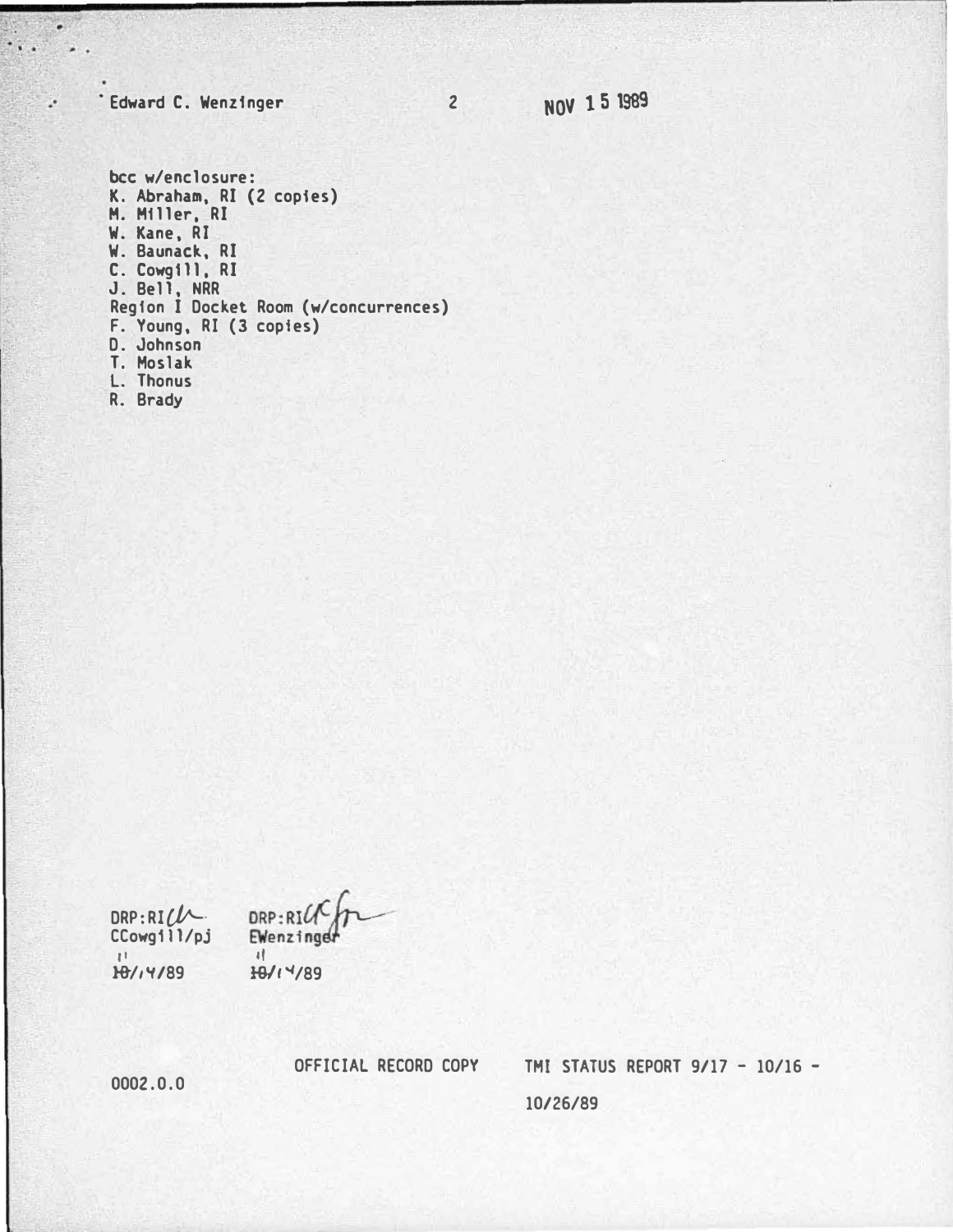Edward C. Wenzinger 2 NOV 15 1989

bcc w/enclosure:
K. Abraham, RI (2 copies)
M. Miller, RI
W. Kane, RI
W. Baunack, RI
C. Cowgill, RI
J. Bell, NRR
Region I Docket Room (w/concurrences)
F. Young, RI (3 copies)
D. Johnson
T. Moslak
L. Thonus
R. Brady

| DRP:RI | DRP:RI |
|---|---|
| CCowgill/pj | EWenzinger |
| 10/14/89 | 10/14/89 |

0002.0.0

OFFICIAL RECORD COPY TMI STATUS REPORT 9/17 - 10/16 - 10/26/89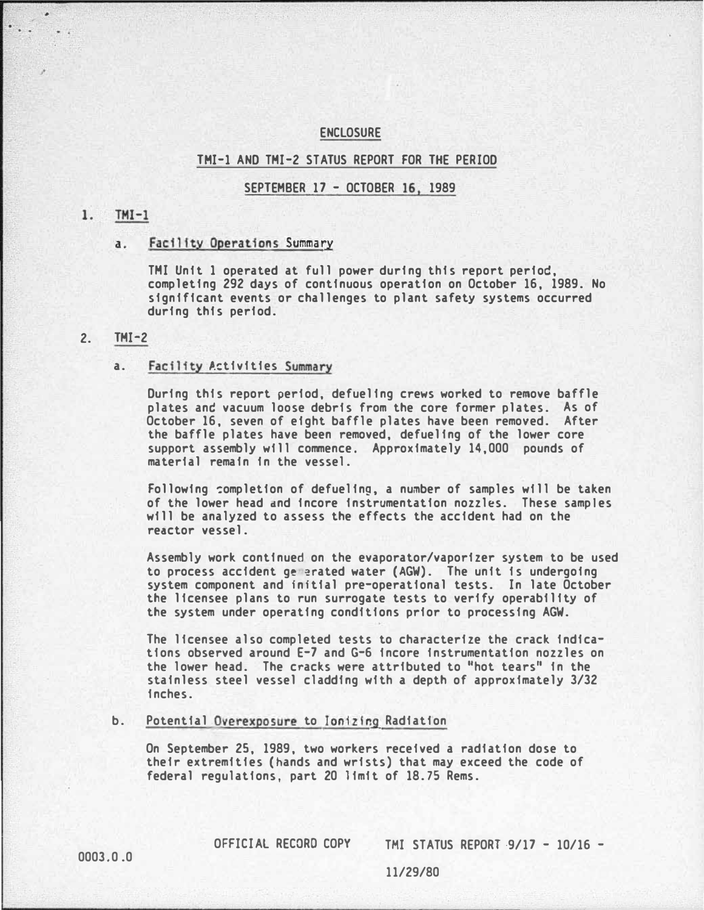ENCLOSURE

TMI-1 AND TMI-2 STATUS REPORT FOR THE PERIOD

SEPTEMBER 17 - OCTOBER 16, 1989

1. TMI-1

   a. Facility Operations Summary

   TMI Unit 1 operated at full power during this report period, completing 292 days of continuous operation on October 16, 1989. No significant events or challenges to plant safety systems occurred during this period.

2. TMI-2

   a. Facility Activities Summary

   During this report period, defueling crews worked to remove baffle plates and vacuum loose debris from the core former plates. As of October 16, seven of eight baffle plates have been removed. After the baffle plates have been removed, defueling of the lower core support assembly will commence. Approximately 14,000 pounds of material remain in the vessel.

   Following completion of defueling, a number of samples will be taken of the lower head and incore instrumentation nozzles. These samples will be analyzed to assess the effects the accident had on the reactor vessel.

   Assembly work continued on the evaporator/vaporizer system to be used to process accident generated water (AGW). The unit is undergoing system component and initial pre-operational tests. In late October the licensee plans to run surrogate tests to verify operability of the system under operating conditions prior to processing AGW.

   The licensee also completed tests to characterize the crack indications observed around E-7 and G-6 incore instrumentation nozzles on the lower head. The cracks were attributed to "hot tears" in the stainless steel vessel cladding with a depth of approximately 3/32 inches.

   b. Potential Overexposure to Ionizing Radiation

   On September 25, 1989, two workers received a radiation dose to their extremities (hands and wrists) that may exceed the code of federal regulations, part 20 limit of 18.75 Rems.

0003.0.0 OFFICIAL RECORD COPY TMI STATUS REPORT 9/17 - 10/16 - 11/29/80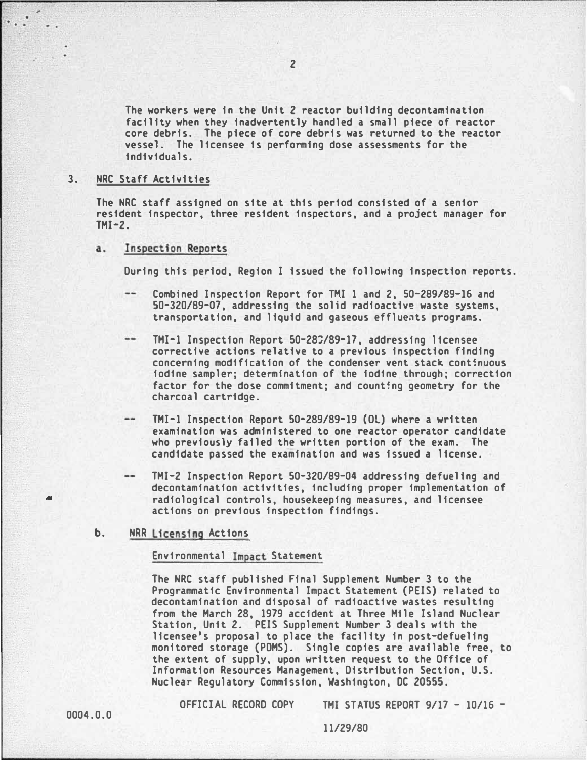The workers were in the Unit 2 reactor building decontamination facility when they inadvertently handled a small piece of reactor core debris. The piece of core debris was returned to the reactor vessel. The licensee is performing dose assessments for the individuals.

## 3. NRC Staff Activities

The NRC staff assigned on site at this period consisted of a senior resident inspector, three resident inspectors, and a project manager for TMI-2.

### a. Inspection Reports

During this period, Region I issued the following inspection reports.

- -- Combined Inspection Report for TMI 1 and 2, 50-289/89-16 and 50-320/89-07, addressing the solid radioactive waste systems, transportation, and liquid and gaseous effluents programs.

- -- TMI-1 Inspection Report 50-289/89-17, addressing licensee corrective actions relative to a previous inspection finding concerning modification of the condenser vent stack continuous iodine sampler; determination of the iodine through; correction factor for the dose commitment; and counting geometry for the charcoal cartridge.

- -- TMI-1 Inspection Report 50-289/89-19 (OL) where a written examination was administered to one reactor operator candidate who previously failed the written portion of the exam. The candidate passed the examination and was issued a license.

- -- TMI-2 Inspection Report 50-320/89-04 addressing defueling and decontamination activities, including proper implementation of radiological controls, housekeeping measures, and licensee actions on previous inspection findings.

### b. NRR Licensing Actions

#### Environmental Impact Statement

The NRC staff published Final Supplement Number 3 to the Programmatic Environmental Impact Statement (PEIS) related to decontamination and disposal of radioactive wastes resulting from the March 28, 1979 accident at Three Mile Island Nuclear Station, Unit 2. PEIS Supplement Number 3 deals with the licensee's proposal to place the facility in post-defueling monitored storage (PDMS). Single copies are available free, to the extent of supply, upon written request to the Office of Information Resources Management, Distribution Section, U.S. Nuclear Regulatory Commission, Washington, DC 20555.

OFFICIAL RECORD COPY TMI STATUS REPORT 9/17 - 10/16 - 11/29/80

0004.0.0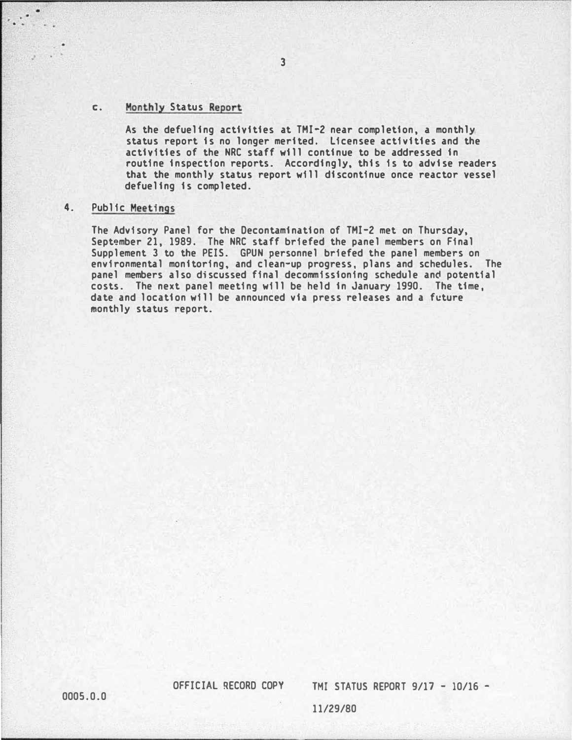### c. Monthly Status Report

As the defueling activities at TMI-2 near completion, a monthly status report is no longer merited. Licensee activities and the activities of the NRC staff will continue to be addressed in routine inspection reports. Accordingly, this is to advise readers that the monthly status report will discontinue once reactor vessel defueling is completed.

## 4. Public Meetings

The Advisory Panel for the Decontamination of TMI-2 met on Thursday, September 21, 1989. The NRC staff briefed the panel members on Final Supplement 3 to the PEIS. GPUN personnel briefed the panel members on environmental monitoring, and clean-up progress, plans and schedules. The panel members also discussed final decommissioning schedule and potential costs. The next panel meeting will be held in January 1990. The time, date and location will be announced via press releases and a future monthly status report.

0005.0.0

OFFICIAL RECORD COPY TMI STATUS REPORT 9/17 - 10/16 - 11/29/80